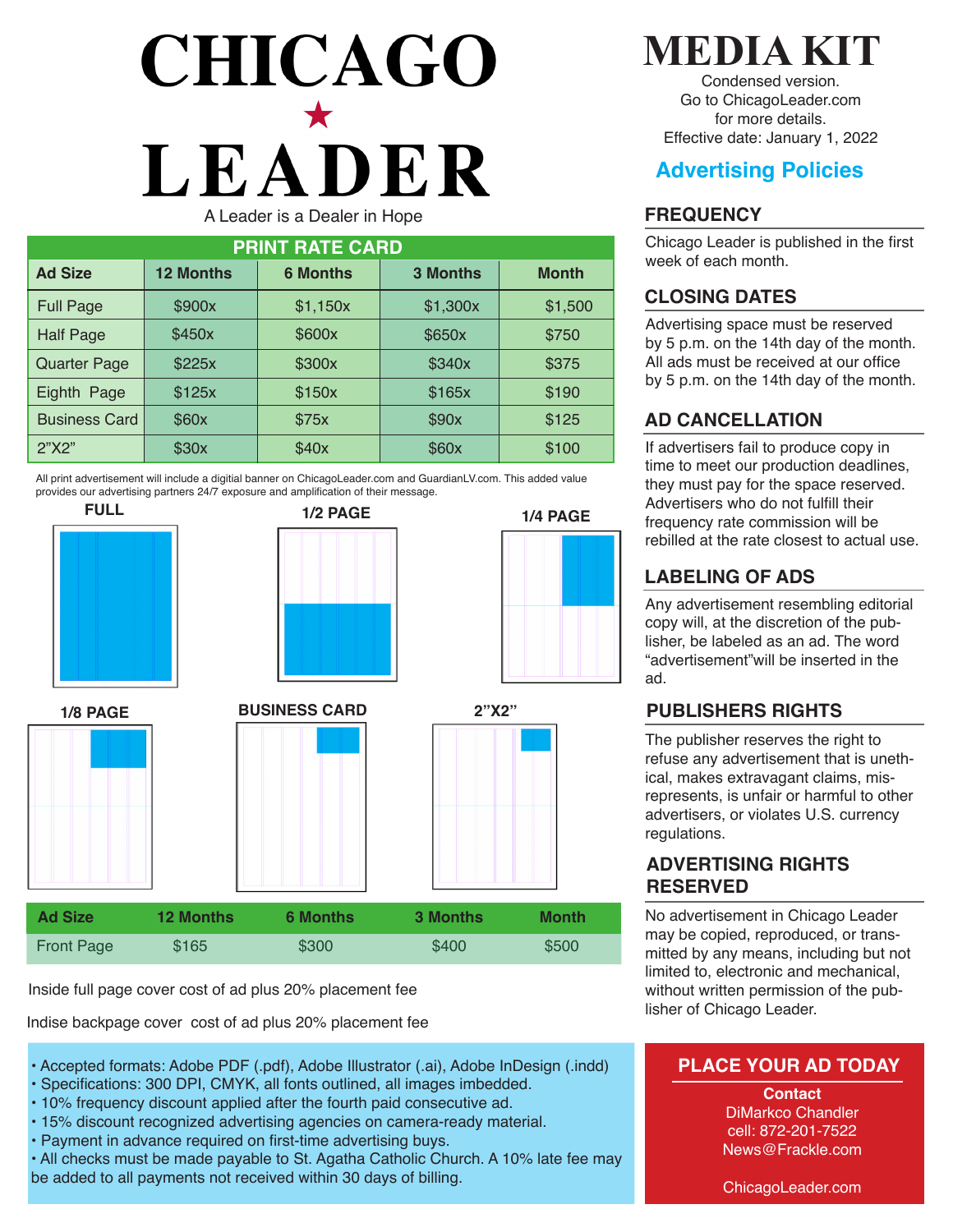# CHICAGO ★ LEADER

A Leader is a Dealer in Hope

## PRINT RATE CARD

| Ad Size | 12 Months | 6 Months | 3 Months | Month |
|---|---|---|---|---|
| Full Page | $900x | $1,150x | $1,300x | $1,500 |
| Half Page | $450x | $600x | $650x | $750 |
| Quarter Page | $225x | $300x | $340x | $375 |
| Eighth Page | $125x | $150x | $165x | $190 |
| Business Card | $60x | $75x | $90x | $125 |
| 2"X2" | $30x | $40x | $60x | $100 |

All print advertisement will include a digitial banner on ChicagoLeader.com and GuardianLV.com. This added value provides our advertising partners 24/7 exposure and amplification of their message.

FULL

1/2 PAGE

1/4 PAGE

1/8 PAGE

BUSINESS CARD

2"X2"

| Ad Size | 12 Months | 6 Months | 3 Months | Month |
|---|---|---|---|---|
| Front Page | $165 | $300 | $400 | $500 |

Inside full page cover cost of ad plus 20% placement fee

Indise backpage cover cost of ad plus 20% placement fee

- Accepted formats: Adobe PDF (.pdf), Adobe Illustrator (.ai), Adobe InDesign (.indd)
- Specifications: 300 DPI, CMYK, all fonts outlined, all images imbedded.
- 10% frequency discount applied after the fourth paid consecutive ad.
- 15% discount recognized advertising agencies on camera-ready material.
- Payment in advance required on first-time advertising buys.
- All checks must be made payable to St. Agatha Catholic Church. A 10% late fee may be added to all payments not received within 30 days of billing.

# MEDIA KIT

Condensed version.
Go to ChicagoLeader.com for more details.
Effective date: January 1, 2022

## Advertising Policies

### FREQUENCY

Chicago Leader is published in the first week of each month.

### CLOSING DATES

Advertising space must be reserved by 5 p.m. on the 14th day of the month. All ads must be received at our office by 5 p.m. on the 14th day of the month.

### AD CANCELLATION

If advertisers fail to produce copy in time to meet our production deadlines, they must pay for the space reserved. Advertisers who do not fulfill their frequency rate commission will be rebilled at the rate closest to actual use.

### LABELING OF ADS

Any advertisement resembling editorial copy will, at the discretion of the publisher, be labeled as an ad. The word "advertisement"will be inserted in the ad.

### PUBLISHERS RIGHTS

The publisher reserves the right to refuse any advertisement that is unethical, makes extravagant claims, misrepresents, is unfair or harmful to other advertisers, or violates U.S. currency regulations.

### ADVERTISING RIGHTS RESERVED

No advertisement in Chicago Leader may be copied, reproduced, or transmitted by any means, including but not limited to, electronic and mechanical, without written permission of the publisher of Chicago Leader.

### PLACE YOUR AD TODAY

**Contact**
DiMarkco Chandler
cell: 872-201-7522
News@Frackle.com

ChicagoLeader.com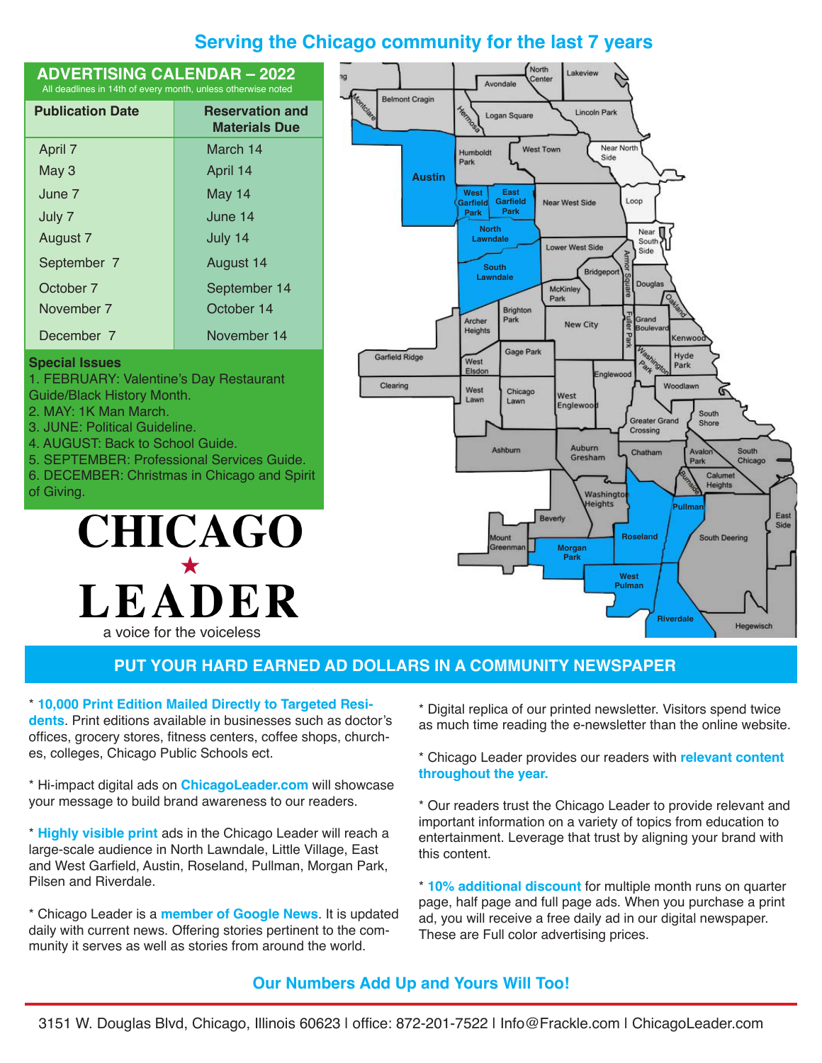## Serving the Chicago community for the last 7 years

### ADVERTISING CALENDAR – 2022

All deadlines in 14th of every month, unless otherwise noted

| Publication Date | Reservation and Materials Due |
|---|---|
| April 7 | March 14 |
| May 3 | April 14 |
| June 7 | May 14 |
| July 7 | June 14 |
| August 7 | July 14 |
| September 7 | August 14 |
| October 7 | September 14 |
| November 7 | October 14 |
| December 7 | November 14 |

**Special Issues**

1. FEBRUARY: Valentine's Day Restaurant Guide/Black History Month.
2. MAY: 1K Man March.
3. JUNE: Political Guideline.
4. AUGUST: Back to School Guide.
5. SEPTEMBER: Professional Services Guide.
6. DECEMBER: Christmas in Chicago and Spirit of Giving.

# CHICAGO ★ LEADER

a voice for the voiceless

Belmont Cragin
Montclare
Avondale
North Center
Lakeview
Hermosa
Logan Square
Lincoln Park
Austin
Humboldt Park
West Town
Near North Side
West Garfield Park
East Garfield Park
Near West Side
Loop
North Lawndale
Lower West Side
Near South Side
South Lawndale
Bridgeport
Armor Square
Douglas
McKinley Park
Oakland
Archer Heights
Brighton Park
New City
Fuller Park
Grand Boulevard
Kenwood
Garfield Ridge
West Elsdon
Gage Park
Washington Park
Hyde Park
Clearing
West Lawn
Chicago Lawn
West Englewood
Englewood
Woodlawn
Greater Grand Crossing
South Shore
Ashburn
Auburn Gresham
Chatham
Avalon Park
South Chicago
Burnside
Calumet Heights
Washington Heights
Pullman
Beverly
East Side
Mount Greenwood
Morgan Park
Roseland
South Deering
West Pullman
Riverdale
Hegewisch

## PUT YOUR HARD EARNED AD DOLLARS IN A COMMUNITY NEWSPAPER

* **10,000 Print Edition Mailed Directly to Targeted Residents**. Print editions available in businesses such as doctor's offices, grocery stores, fitness centers, coffee shops, churches, colleges, Chicago Public Schools ect.

* Hi-impact digital ads on **ChicagoLeader.com** will showcase your message to build brand awareness to our readers.

* **Highly visible print** ads in the Chicago Leader will reach a large-scale audience in North Lawndale, Little Village, East and West Garfield, Austin, Roseland, Pullman, Morgan Park, Pilsen and Riverdale.

* Chicago Leader is a **member of Google News**. It is updated daily with current news. Offering stories pertinent to the community it serves as well as stories from around the world.

* Digital replica of our printed newsletter. Visitors spend twice as much time reading the e-newsletter than the online website.

* Chicago Leader provides our readers with **relevant content throughout the year.**

* Our readers trust the Chicago Leader to provide relevant and important information on a variety of topics from education to entertainment. Leverage that trust by aligning your brand with this content.

* **10% additional discount** for multiple month runs on quarter page, half page and full page ads. When you purchase a print ad, you will receive a free daily ad in our digital newspaper. These are Full color advertising prices.

**Our Numbers Add Up and Yours Will Too!**

3151 W. Douglas Blvd, Chicago, Illinois 60623 | office: 872-201-7522 | Info@Frackle.com | ChicagoLeader.com